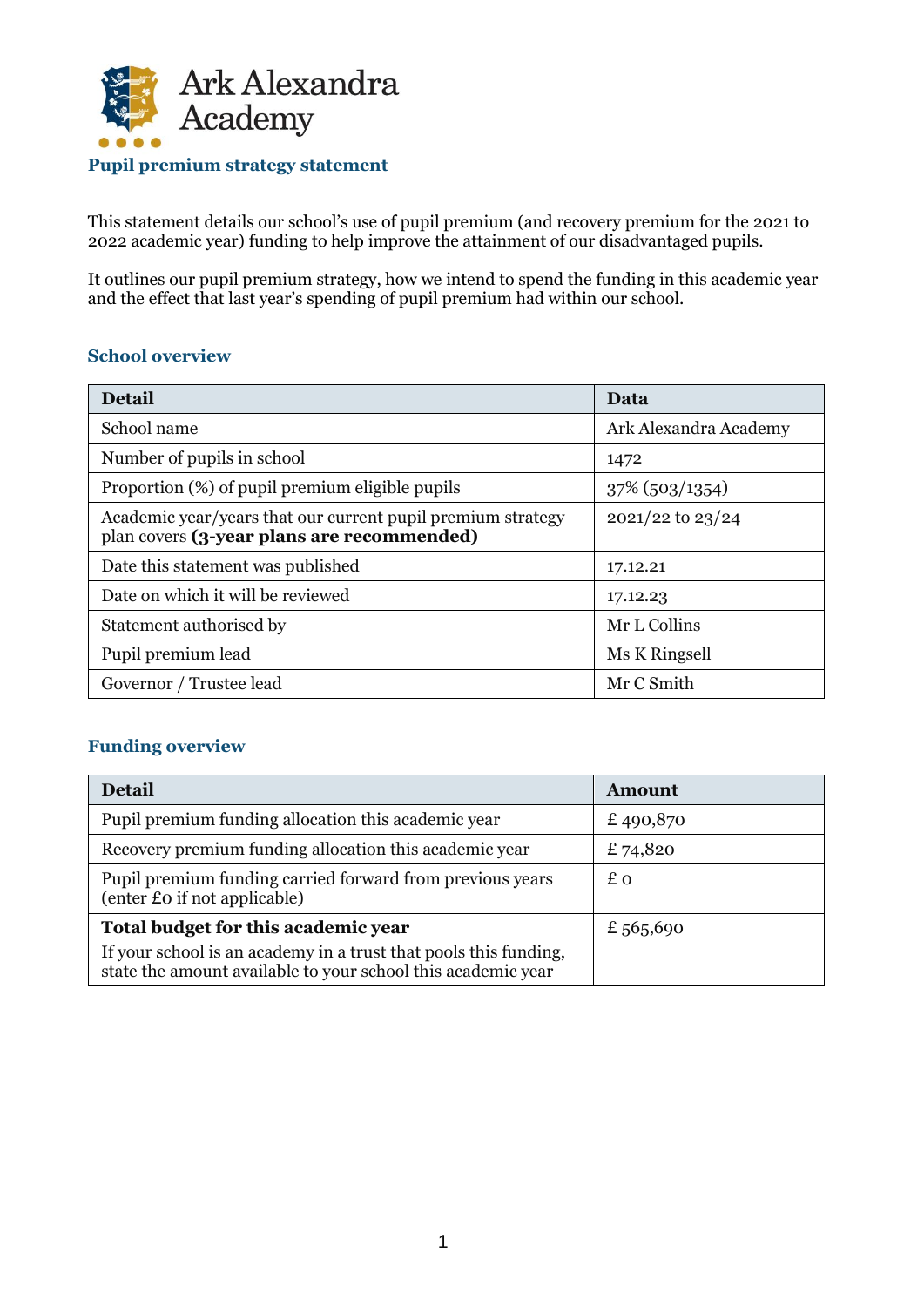Ark Alexandra Academy

# Pupil premium strategy statement

This statement details our school's use of pupil premium (and recovery premium for the 2021 to 2022 academic year) funding to help improve the attainment of our disadvantaged pupils.

It outlines our pupil premium strategy, how we intend to spend the funding in this academic year and the effect that last year's spending of pupil premium had within our school.

## School overview

| Detail | Data |
|---|---|
| School name | Ark Alexandra Academy |
| Number of pupils in school | 1472 |
| Proportion (%) of pupil premium eligible pupils | 37% (503/1354) |
| Academic year/years that our current pupil premium strategy plan covers **(3-year plans are recommended)** | 2021/22 to 23/24 |
| Date this statement was published | 17.12.21 |
| Date on which it will be reviewed | 17.12.23 |
| Statement authorised by | Mr L Collins |
| Pupil premium lead | Ms K Ringsell |
| Governor / Trustee lead | Mr C Smith |

## Funding overview

| Detail | Amount |
|---|---|
| Pupil premium funding allocation this academic year | £ 490,870 |
| Recovery premium funding allocation this academic year | £ 74,820 |
| Pupil premium funding carried forward from previous years (enter £0 if not applicable) | £ 0 |
| **Total budget for this academic year** If your school is an academy in a trust that pools this funding, state the amount available to your school this academic year | £ 565,690 |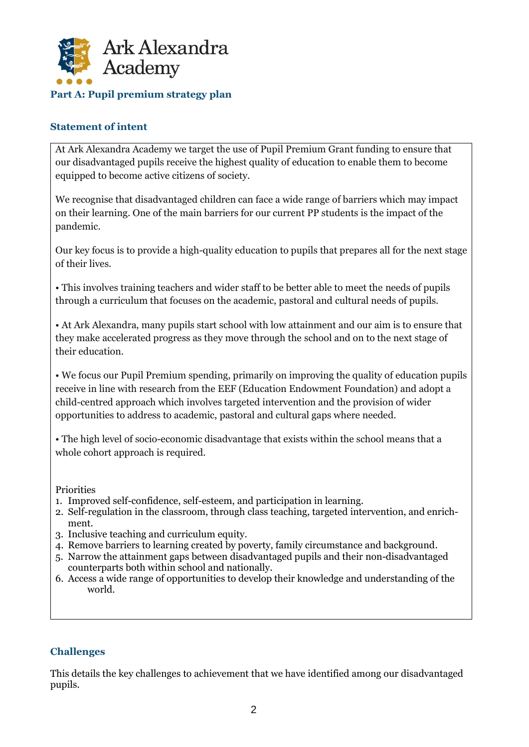## Part A: Pupil premium strategy plan

### Statement of intent

At Ark Alexandra Academy we target the use of Pupil Premium Grant funding to ensure that our disadvantaged pupils receive the highest quality of education to enable them to become equipped to become active citizens of society.

We recognise that disadvantaged children can face a wide range of barriers which may impact on their learning. One of the main barriers for our current PP students is the impact of the pandemic.

Our key focus is to provide a high-quality education to pupils that prepares all for the next stage of their lives.

• This involves training teachers and wider staff to be better able to meet the needs of pupils through a curriculum that focuses on the academic, pastoral and cultural needs of pupils.

• At Ark Alexandra, many pupils start school with low attainment and our aim is to ensure that they make accelerated progress as they move through the school and on to the next stage of their education.

• We focus our Pupil Premium spending, primarily on improving the quality of education pupils receive in line with research from the EEF (Education Endowment Foundation) and adopt a child-centred approach which involves targeted intervention and the provision of wider opportunities to address to academic, pastoral and cultural gaps where needed.

• The high level of socio-economic disadvantage that exists within the school means that a whole cohort approach is required.

Priorities

1. Improved self-confidence, self-esteem, and participation in learning.
2. Self-regulation in the classroom, through class teaching, targeted intervention, and enrichment.
3. Inclusive teaching and curriculum equity.
4. Remove barriers to learning created by poverty, family circumstance and background.
5. Narrow the attainment gaps between disadvantaged pupils and their non-disadvantaged counterparts both within school and nationally.
6. Access a wide range of opportunities to develop their knowledge and understanding of the world.

### Challenges

This details the key challenges to achievement that we have identified among our disadvantaged pupils.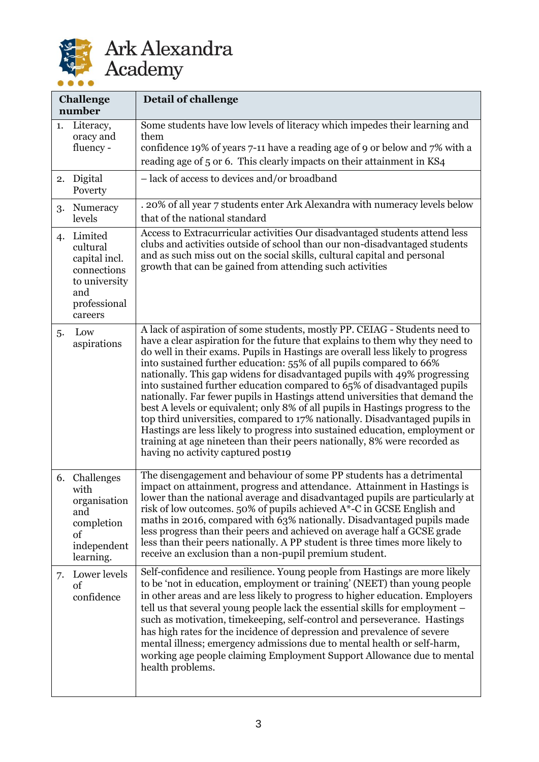| Challenge number | Detail of challenge |
|---|---|
| 1. Literacy, oracy and fluency - | Some students have low levels of literacy which impedes their learning and them confidence 19% of years 7-11 have a reading age of 9 or below and 7% with a reading age of 5 or 6. This clearly impacts on their attainment in KS4 |
| 2. Digital Poverty | – lack of access to devices and/or broadband |
| 3. Numeracy levels | . 20% of all year 7 students enter Ark Alexandra with numeracy levels below that of the national standard |
| 4. Limited cultural capital incl. connections to university and professional careers | Access to Extracurricular activities Our disadvantaged students attend less clubs and activities outside of school than our non-disadvantaged students and as such miss out on the social skills, cultural capital and personal growth that can be gained from attending such activities |
| 5. Low aspirations | A lack of aspiration of some students, mostly PP. CEIAG - Students need to have a clear aspiration for the future that explains to them why they need to do well in their exams. Pupils in Hastings are overall less likely to progress into sustained further education: 55% of all pupils compared to 66% nationally. This gap widens for disadvantaged pupils with 49% progressing into sustained further education compared to 65% of disadvantaged pupils nationally. Far fewer pupils in Hastings attend universities that demand the best A levels or equivalent; only 8% of all pupils in Hastings progress to the top third universities, compared to 17% nationally. Disadvantaged pupils in Hastings are less likely to progress into sustained education, employment or training at age nineteen than their peers nationally, 8% were recorded as having no activity captured post19 |
| 6. Challenges with organisation and completion of independent learning. | The disengagement and behaviour of some PP students has a detrimental impact on attainment, progress and attendance. Attainment in Hastings is lower than the national average and disadvantaged pupils are particularly at risk of low outcomes. 50% of pupils achieved A*-C in GCSE English and maths in 2016, compared with 63% nationally. Disadvantaged pupils made less progress than their peers and achieved on average half a GCSE grade less than their peers nationally. A PP student is three times more likely to receive an exclusion than a non-pupil premium student. |
| 7. Lower levels of confidence | Self-confidence and resilience. Young people from Hastings are more likely to be 'not in education, employment or training' (NEET) than young people in other areas and are less likely to progress to higher education. Employers tell us that several young people lack the essential skills for employment – such as motivation, timekeeping, self-control and perseverance. Hastings has high rates for the incidence of depression and prevalence of severe mental illness; emergency admissions due to mental health or self-harm, working age people claiming Employment Support Allowance due to mental health problems. |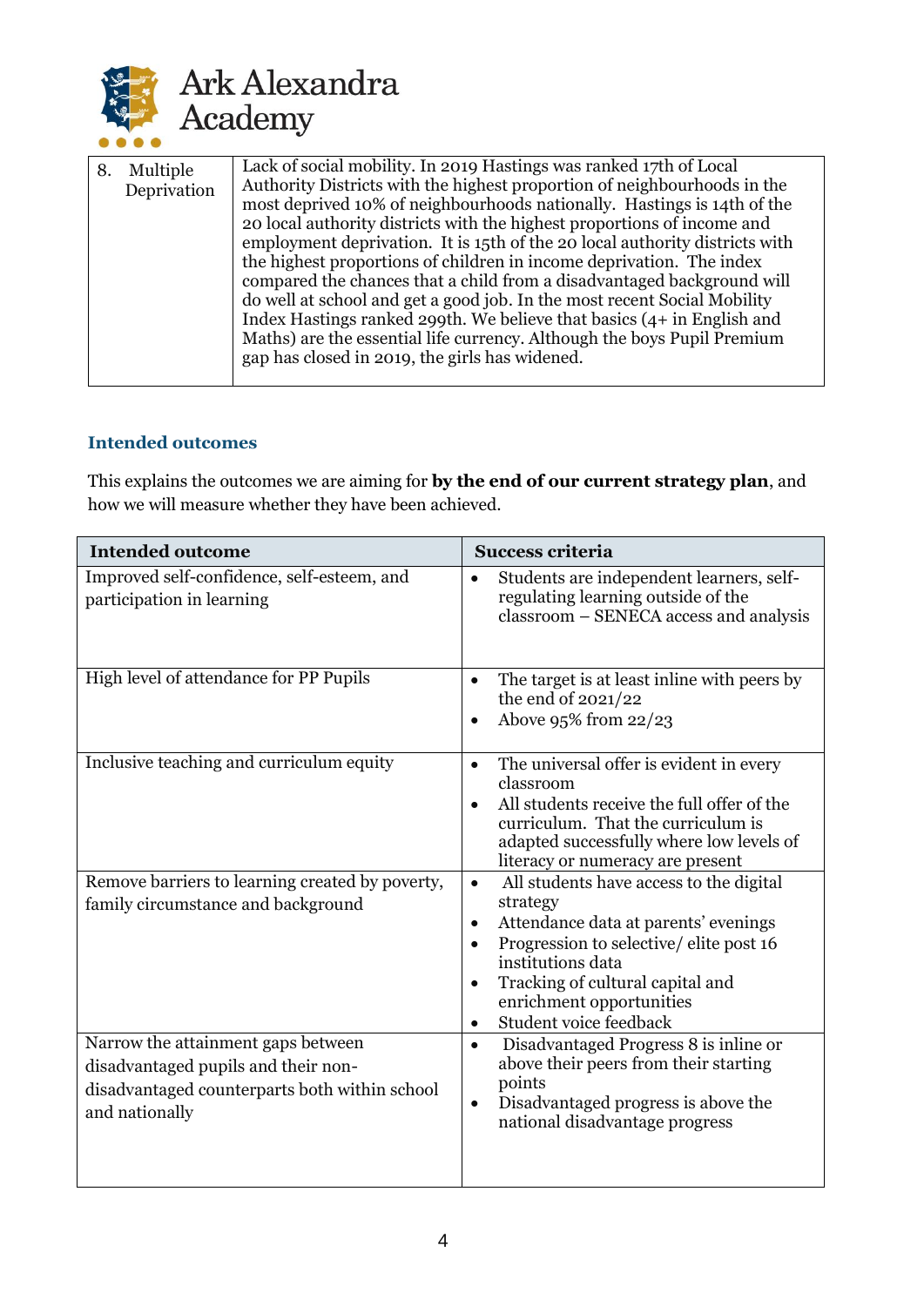| 8. Multiple Deprivation | Lack of social mobility. In 2019 Hastings was ranked 17th of Local Authority Districts with the highest proportion of neighbourhoods in the most deprived 10% of neighbourhoods nationally. Hastings is 14th of the 20 local authority districts with the highest proportions of income and employment deprivation. It is 15th of the 20 local authority districts with the highest proportions of children in income deprivation. The index compared the chances that a child from a disadvantaged background will do well at school and get a good job. In the most recent Social Mobility Index Hastings ranked 299th. We believe that basics (4+ in English and Maths) are the essential life currency. Although the boys Pupil Premium gap has closed in 2019, the girls has widened. |
|---|---|

## Intended outcomes

This explains the outcomes we are aiming for **by the end of our current strategy plan**, and how we will measure whether they have been achieved.

| Intended outcome | Success criteria |
|---|---|
| Improved self-confidence, self-esteem, and participation in learning | • Students are independent learners, self-regulating learning outside of the classroom – SENECA access and analysis |
| High level of attendance for PP Pupils | • The target is at least inline with peers by the end of 2021/22<br>• Above 95% from 22/23 |
| Inclusive teaching and curriculum equity | • The universal offer is evident in every classroom<br>• All students receive the full offer of the curriculum. That the curriculum is adapted successfully where low levels of literacy or numeracy are present |
| Remove barriers to learning created by poverty, family circumstance and background | • All students have access to the digital strategy<br>• Attendance data at parents' evenings<br>• Progression to selective/ elite post 16 institutions data<br>• Tracking of cultural capital and enrichment opportunities<br>• Student voice feedback |
| Narrow the attainment gaps between disadvantaged pupils and their non-disadvantaged counterparts both within school and nationally | • Disadvantaged Progress 8 is inline or above their peers from their starting points<br>• Disadvantaged progress is above the national disadvantage progress |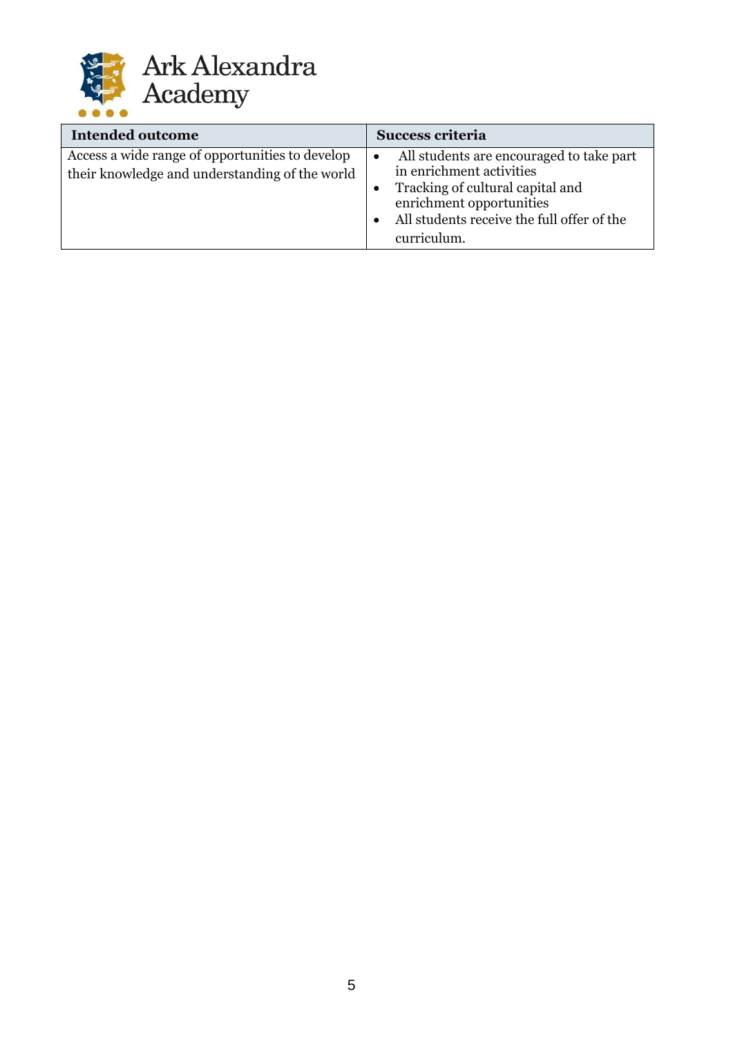| Intended outcome | Success criteria |
|---|---|
| Access a wide range of opportunities to develop their knowledge and understanding of the world | • All students are encouraged to take part in enrichment activities<br>• Tracking of cultural capital and enrichment opportunities<br>• All students receive the full offer of the curriculum. |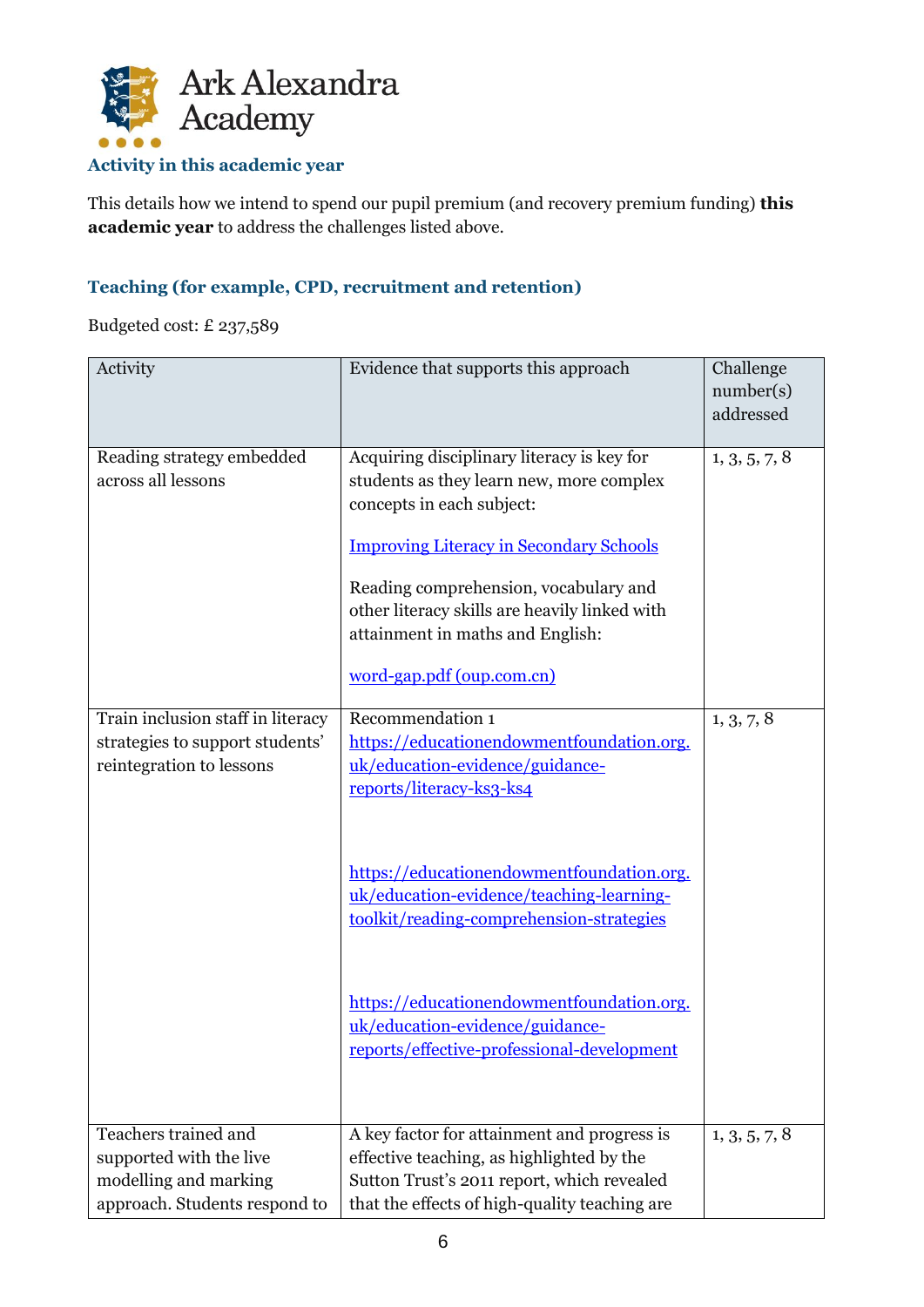### Activity in this academic year

This details how we intend to spend our pupil premium (and recovery premium funding) **this academic year** to address the challenges listed above.

### Teaching (for example, CPD, recruitment and retention)

Budgeted cost: £ 237,589

| Activity | Evidence that supports this approach | Challenge number(s) addressed |
|---|---|---|
| Reading strategy embedded across all lessons | Acquiring disciplinary literacy is key for students as they learn new, more complex concepts in each subject:<br><br>[Improving Literacy in Secondary Schools]()<br><br>Reading comprehension, vocabulary and other literacy skills are heavily linked with attainment in maths and English:<br><br>[word-gap.pdf (oup.com.cn)]() | 1, 3, 5, 7, 8 |
| Train inclusion staff in literacy strategies to support students' reintegration to lessons | Recommendation 1<br>https://educationendowmentfoundation.org.uk/education-evidence/guidance-reports/literacy-ks3-ks4<br><br>https://educationendowmentfoundation.org.uk/education-evidence/teaching-learning-toolkit/reading-comprehension-strategies<br><br>https://educationendowmentfoundation.org.uk/education-evidence/guidance-reports/effective-professional-development | 1, 3, 7, 8 |
| Teachers trained and supported with the live modelling and marking approach. Students respond to | A key factor for attainment and progress is effective teaching, as highlighted by the Sutton Trust's 2011 report, which revealed that the effects of high-quality teaching are | 1, 3, 5, 7, 8 |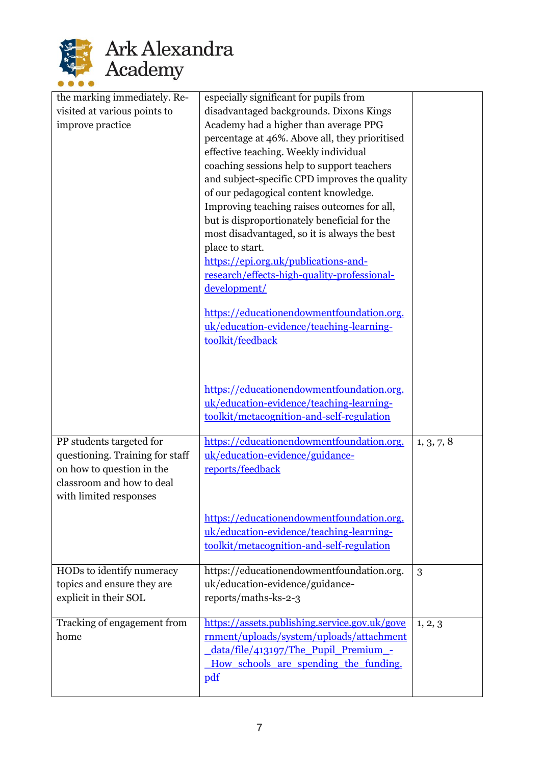| | | |
|---|---|---|
| the marking immediately. Re-visited at various points to improve practice | especially significant for pupils from disadvantaged backgrounds. Dixons Kings Academy had a higher than average PPG percentage at 46%. Above all, they prioritised effective teaching. Weekly individual coaching sessions help to support teachers and subject-specific CPD improves the quality of our pedagogical content knowledge. Improving teaching raises outcomes for all, but is disproportionately beneficial for the most disadvantaged, so it is always the best place to start. https://epi.org.uk/publications-and-research/effects-high-quality-professional-development/ <br><br> https://educationendowmentfoundation.org.uk/education-evidence/teaching-learning-toolkit/feedback <br><br> https://educationendowmentfoundation.org.uk/education-evidence/teaching-learning-toolkit/metacognition-and-self-regulation | |
| PP students targeted for questioning. Training for staff on how to question in the classroom and how to deal with limited responses | https://educationendowmentfoundation.org.uk/education-evidence/guidance-reports/feedback <br><br> https://educationendowmentfoundation.org.uk/education-evidence/teaching-learning-toolkit/metacognition-and-self-regulation | 1, 3, 7, 8 |
| HODs to identify numeracy topics and ensure they are explicit in their SOL | https://educationendowmentfoundation.org.uk/education-evidence/guidance-reports/maths-ks-2-3 | 3 |
| Tracking of engagement from home | https://assets.publishing.service.gov.uk/government/uploads/system/uploads/attachment_data/file/413197/The_Pupil_Premium_-_How_schools_are_spending_the_funding.pdf | 1, 2, 3 |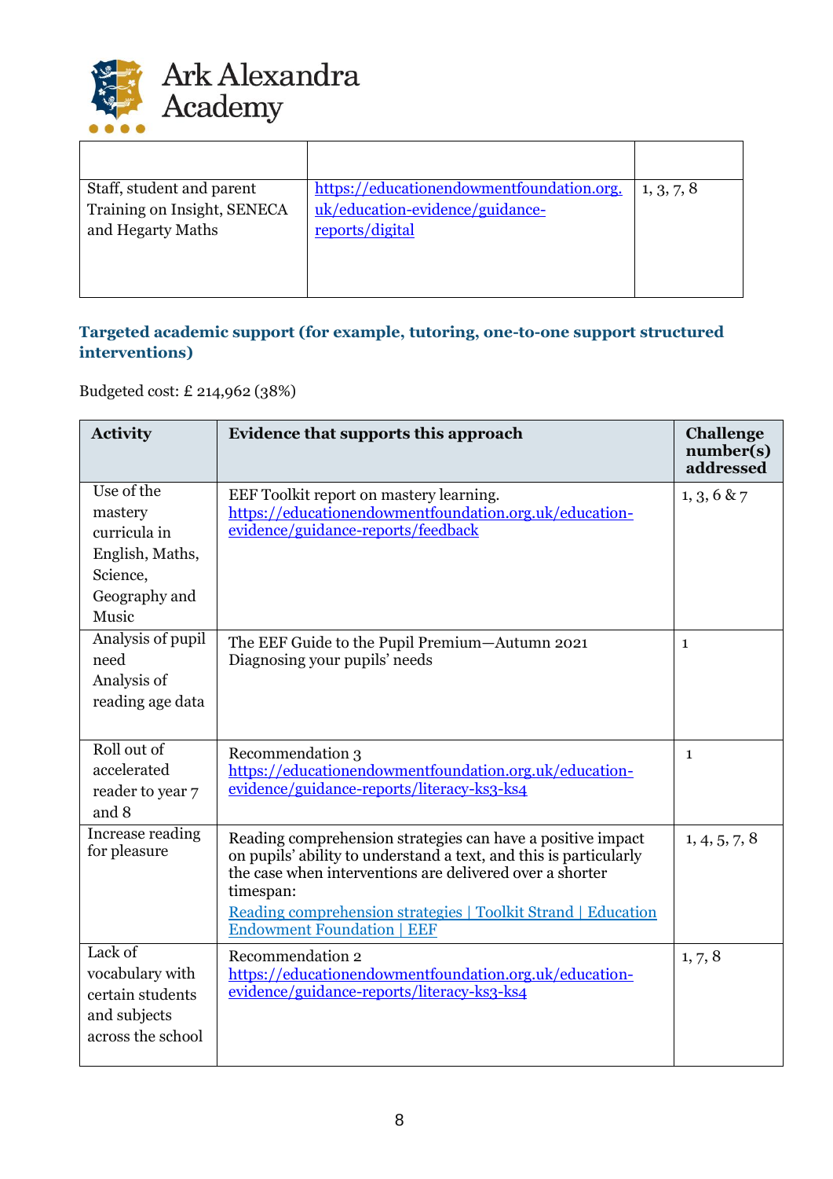| | | |
|---|---|---|
| Staff, student and parent Training on Insight, SENECA and Hegarty Maths | https://educationendowmentfoundation.org.uk/education-evidence/guidance-reports/digital | 1, 3, 7, 8 |

**Targeted academic support (for example, tutoring, one-to-one support structured interventions)**

Budgeted cost: £ 214,962 (38%)

| Activity | Evidence that supports this approach | Challenge number(s) addressed |
|---|---|---|
| Use of the mastery curricula in English, Maths, Science, Geography and Music | EEF Toolkit report on mastery learning. https://educationendowmentfoundation.org.uk/education-evidence/guidance-reports/feedback | 1, 3, 6 & 7 |
| Analysis of pupil need<br>Analysis of reading age data | The EEF Guide to the Pupil Premium—Autumn 2021<br>Diagnosing your pupils' needs | 1 |
| Roll out of accelerated reader to year 7 and 8 | Recommendation 3<br>https://educationendowmentfoundation.org.uk/education-evidence/guidance-reports/literacy-ks3-ks4 | 1 |
| Increase reading for pleasure | Reading comprehension strategies can have a positive impact on pupils' ability to understand a text, and this is particularly the case when interventions are delivered over a shorter timespan:<br>Reading comprehension strategies \| Toolkit Strand \| Education Endowment Foundation \| EEF | 1, 4, 5, 7, 8 |
| Lack of vocabulary with certain students and subjects across the school | Recommendation 2<br>https://educationendowmentfoundation.org.uk/education-evidence/guidance-reports/literacy-ks3-ks4 | 1, 7, 8 |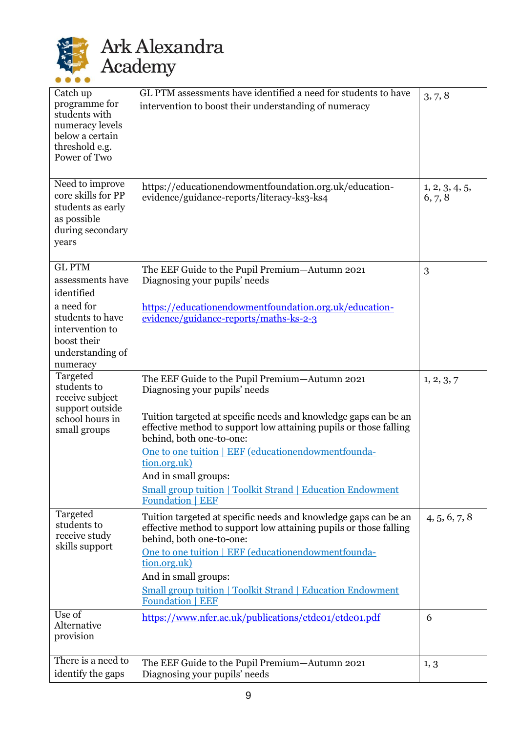| Catch up programme for students with numeracy levels below a certain threshold e.g. Power of Two | GL PTM assessments have identified a need for students to have intervention to boost their understanding of numeracy | 3, 7, 8 |
|---|---|---|
| Need to improve core skills for PP students as early as possible during secondary years | https://educationendowmentfoundation.org.uk/education-evidence/guidance-reports/literacy-ks3-ks4 | 1, 2, 3, 4, 5, 6, 7, 8 |
| GL PTM assessments have identified a need for students to have intervention to boost their understanding of numeracy | The EEF Guide to the Pupil Premium—Autumn 2021 Diagnosing your pupils' needs<br><br>[https://educationendowmentfoundation.org.uk/education-evidence/guidance-reports/maths-ks-2-3](https://educationendowmentfoundation.org.uk/education-evidence/guidance-reports/maths-ks-2-3) | 3 |
| Targeted students to receive subject support outside school hours in small groups | The EEF Guide to the Pupil Premium—Autumn 2021 Diagnosing your pupils' needs<br><br>Tuition targeted at specific needs and knowledge gaps can be an effective method to support low attaining pupils or those falling behind, both one-to-one:<br>One to one tuition \| EEF (educationendowmentfoundation.org.uk)<br>And in small groups:<br>Small group tuition \| Toolkit Strand \| Education Endowment Foundation \| EEF | 1, 2, 3, 7 |
| Targeted students to receive study skills support | Tuition targeted at specific needs and knowledge gaps can be an effective method to support low attaining pupils or those falling behind, both one-to-one:<br>One to one tuition \| EEF (educationendowmentfoundation.org.uk)<br>And in small groups:<br>Small group tuition \| Toolkit Strand \| Education Endowment Foundation \| EEF | 4, 5, 6, 7, 8 |
| Use of Alternative provision | [https://www.nfer.ac.uk/publications/etde01/etde01.pdf](https://www.nfer.ac.uk/publications/etde01/etde01.pdf) | 6 |
| There is a need to identify the gaps | The EEF Guide to the Pupil Premium—Autumn 2021 Diagnosing your pupils' needs | 1, 3 |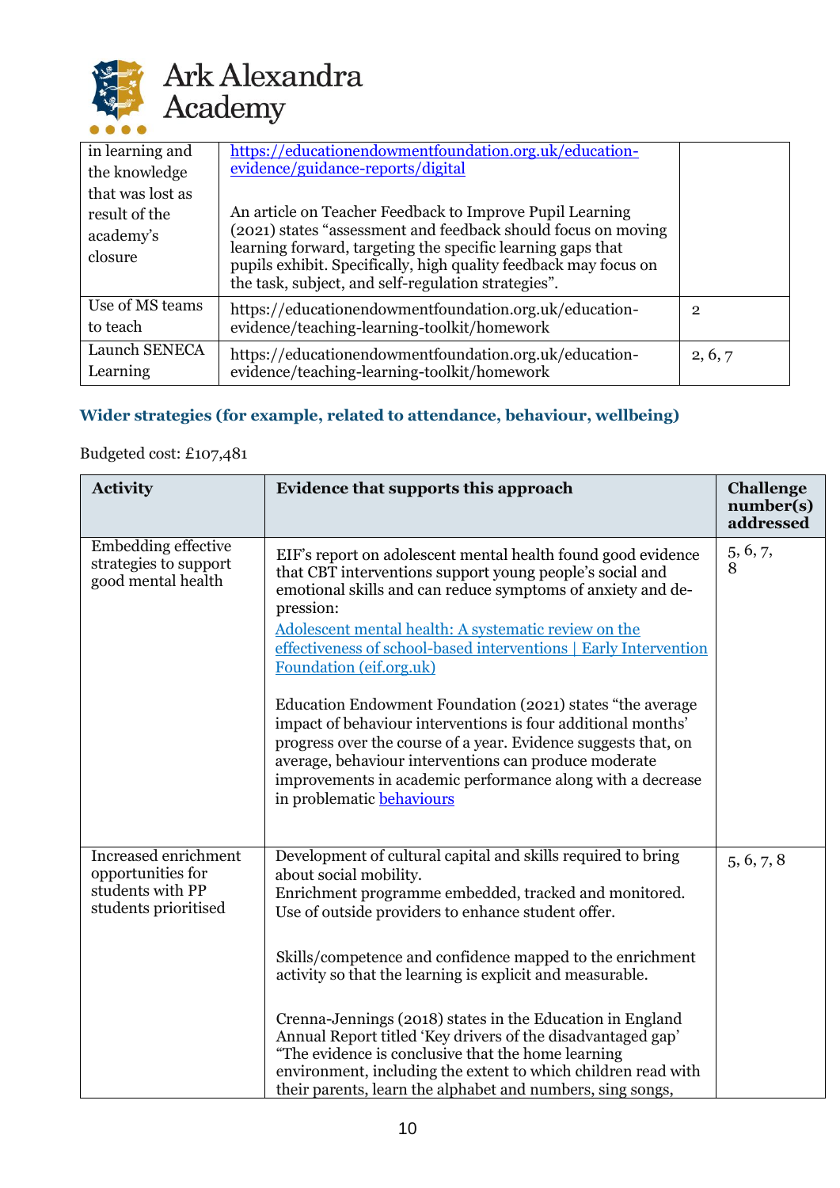| | | |
|---|---|---|
| in learning and the knowledge that was lost as result of the academy's closure | [https://educationendowmentfoundation.org.uk/education-evidence/guidance-reports/digital](https://educationendowmentfoundation.org.uk/education-evidence/guidance-reports/digital)<br><br>An article on Teacher Feedback to Improve Pupil Learning (2021) states "assessment and feedback should focus on moving learning forward, targeting the specific learning gaps that pupils exhibit. Specifically, high quality feedback may focus on the task, subject, and self-regulation strategies". | |
| Use of MS teams to teach | https://educationendowmentfoundation.org.uk/education-evidence/teaching-learning-toolkit/homework | 2 |
| Launch SENECA Learning | https://educationendowmentfoundation.org.uk/education-evidence/teaching-learning-toolkit/homework | 2, 6, 7 |

### Wider strategies (for example, related to attendance, behaviour, wellbeing)

Budgeted cost: £107,481

| Activity | Evidence that supports this approach | Challenge number(s) addressed |
|---|---|---|
| Embedding effective strategies to support good mental health | EIF's report on adolescent mental health found good evidence that CBT interventions support young people's social and emotional skills and can reduce symptoms of anxiety and depression:<br>[Adolescent mental health: A systematic review on the effectiveness of school-based interventions \| Early Intervention Foundation (eif.org.uk)](https://www.eif.org.uk)<br><br>Education Endowment Foundation (2021) states "the average impact of behaviour interventions is four additional months' progress over the course of a year. Evidence suggests that, on average, behaviour interventions can produce moderate improvements in academic performance along with a decrease in problematic behaviours | 5, 6, 7, 8 |
| Increased enrichment opportunities for students with PP students prioritised | Development of cultural capital and skills required to bring about social mobility.<br>Enrichment programme embedded, tracked and monitored.<br>Use of outside providers to enhance student offer.<br><br>Skills/competence and confidence mapped to the enrichment activity so that the learning is explicit and measurable.<br><br>Crenna-Jennings (2018) states in the Education in England Annual Report titled 'Key drivers of the disadvantaged gap' "The evidence is conclusive that the home learning environment, including the extent to which children read with their parents, learn the alphabet and numbers, sing songs, | 5, 6, 7, 8 |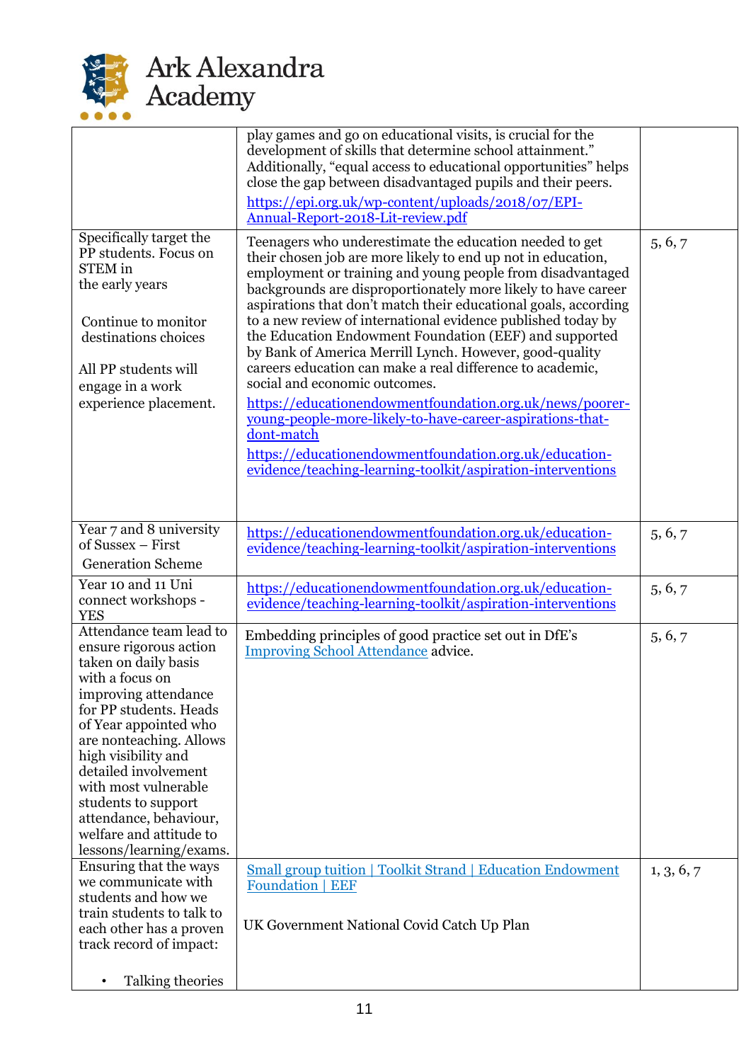| | | |
|---|---|---|
| | play games and go on educational visits, is crucial for the development of skills that determine school attainment." Additionally, "equal access to educational opportunities" helps close the gap between disadvantaged pupils and their peers. [https://epi.org.uk/wp-content/uploads/2018/07/EPI-Annual-Report-2018-Lit-review.pdf](https://epi.org.uk/wp-content/uploads/2018/07/EPI-Annual-Report-2018-Lit-review.pdf) | |
| Specifically target the PP students. Focus on STEM in the early years<br><br>Continue to monitor destinations choices<br><br>All PP students will engage in a work experience placement. | Teenagers who underestimate the education needed to get their chosen job are more likely to end up not in education, employment or training and young people from disadvantaged backgrounds are disproportionately more likely to have career aspirations that don't match their educational goals, according to a new review of international evidence published today by the Education Endowment Foundation (EEF) and supported by Bank of America Merrill Lynch. However, good-quality careers education can make a real difference to academic, social and economic outcomes.<br>[https://educationendowmentfoundation.org.uk/news/poorer-young-people-more-likely-to-have-career-aspirations-that-dont-match](https://educationendowmentfoundation.org.uk/news/poorer-young-people-more-likely-to-have-career-aspirations-that-dont-match)<br>[https://educationendowmentfoundation.org.uk/education-evidence/teaching-learning-toolkit/aspiration-interventions](https://educationendowmentfoundation.org.uk/education-evidence/teaching-learning-toolkit/aspiration-interventions) | 5, 6, 7 |
| Year 7 and 8 university of Sussex – First Generation Scheme | [https://educationendowmentfoundation.org.uk/education-evidence/teaching-learning-toolkit/aspiration-interventions](https://educationendowmentfoundation.org.uk/education-evidence/teaching-learning-toolkit/aspiration-interventions) | 5, 6, 7 |
| Year 10 and 11 Uni connect workshops - YES | [https://educationendowmentfoundation.org.uk/education-evidence/teaching-learning-toolkit/aspiration-interventions](https://educationendowmentfoundation.org.uk/education-evidence/teaching-learning-toolkit/aspiration-interventions) | 5, 6, 7 |
| Attendance team lead to ensure rigorous action taken on daily basis with a focus on improving attendance for PP students. Heads of Year appointed who are nonteaching. Allows high visibility and detailed involvement with most vulnerable students to support attendance, behaviour, welfare and attitude to lessons/learning/exams. | Embedding principles of good practice set out in DfE's Improving School Attendance advice. | 5, 6, 7 |
| Ensuring that the ways we communicate with students and how we train students to talk to each other has a proven track record of impact:<br><br>• Talking theories | Small group tuition \| Toolkit Strand \| Education Endowment Foundation \| EEF<br><br>UK Government National Covid Catch Up Plan | 1, 3, 6, 7 |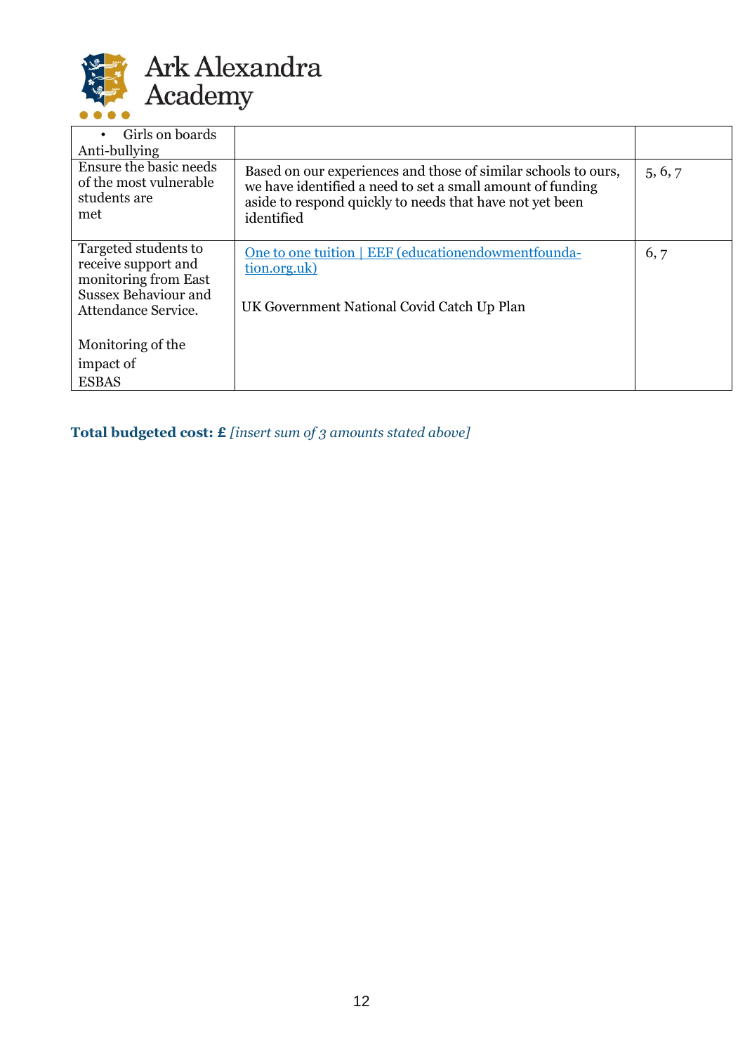| | | |
|---|---|---|
| • Girls on boards<br>Anti-bullying | | |
| Ensure the basic needs of the most vulnerable students are met | Based on our experiences and those of similar schools to ours, we have identified a need to set a small amount of funding aside to respond quickly to needs that have not yet been identified | 5, 6, 7 |
| Targeted students to receive support and monitoring from East Sussex Behaviour and Attendance Service.<br><br>Monitoring of the impact of ESBAS | [One to one tuition \| EEF (educationendowmentfoundation.org.uk)](https://educationendowmentfoundation.org.uk)<br><br>UK Government National Covid Catch Up Plan | 6, 7 |

**Total budgeted cost: £** *[insert sum of 3 amounts stated above]*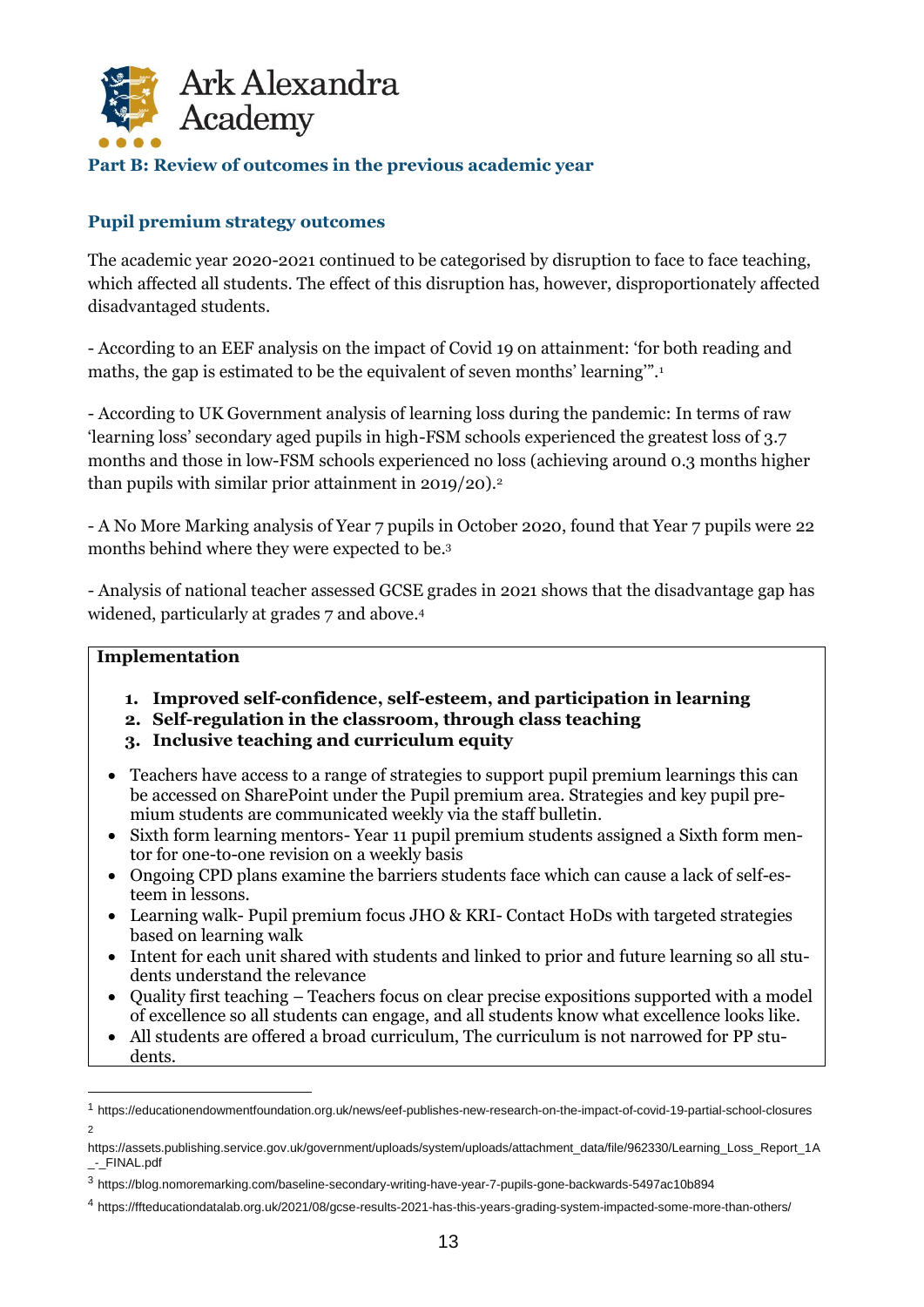## Part B: Review of outcomes in the previous academic year

### Pupil premium strategy outcomes

The academic year 2020-2021 continued to be categorised by disruption to face to face teaching, which affected all students. The effect of this disruption has, however, disproportionately affected disadvantaged students.

- According to an EEF analysis on the impact of Covid 19 on attainment: 'for both reading and maths, the gap is estimated to be the equivalent of seven months' learning'".[1]

- According to UK Government analysis of learning loss during the pandemic: In terms of raw 'learning loss' secondary aged pupils in high-FSM schools experienced the greatest loss of 3.7 months and those in low-FSM schools experienced no loss (achieving around 0.3 months higher than pupils with similar prior attainment in 2019/20).[2]

- A No More Marking analysis of Year 7 pupils in October 2020, found that Year 7 pupils were 22 months behind where they were expected to be.[3]

- Analysis of national teacher assessed GCSE grades in 2021 shows that the disadvantage gap has widened, particularly at grades 7 and above.[4]

**Implementation**

1. **Improved self-confidence, self-esteem, and participation in learning**
2. **Self-regulation in the classroom, through class teaching**
3. **Inclusive teaching and curriculum equity**

- Teachers have access to a range of strategies to support pupil premium learnings this can be accessed on SharePoint under the Pupil premium area. Strategies and key pupil premium students are communicated weekly via the staff bulletin.
- Sixth form learning mentors- Year 11 pupil premium students assigned a Sixth form mentor for one-to-one revision on a weekly basis
- Ongoing CPD plans examine the barriers students face which can cause a lack of self-esteem in lessons.
- Learning walk- Pupil premium focus JHO & KRI- Contact HoDs with targeted strategies based on learning walk
- Intent for each unit shared with students and linked to prior and future learning so all students understand the relevance
- Quality first teaching – Teachers focus on clear precise expositions supported with a model of excellence so all students can engage, and all students know what excellence looks like.
- All students are offered a broad curriculum, The curriculum is not narrowed for PP students.

---

[1] https://educationendowmentfoundation.org.uk/news/eef-publishes-new-research-on-the-impact-of-covid-19-partial-school-closures

[2] https://assets.publishing.service.gov.uk/government/uploads/system/uploads/attachment_data/file/962330/Learning_Loss_Report_1A_-_FINAL.pdf

[3] https://blog.nomoremarking.com/baseline-secondary-writing-have-year-7-pupils-gone-backwards-5497ac10b894

[4] https://ffteducationdatalab.org.uk/2021/08/gcse-results-2021-has-this-years-grading-system-impacted-some-more-than-others/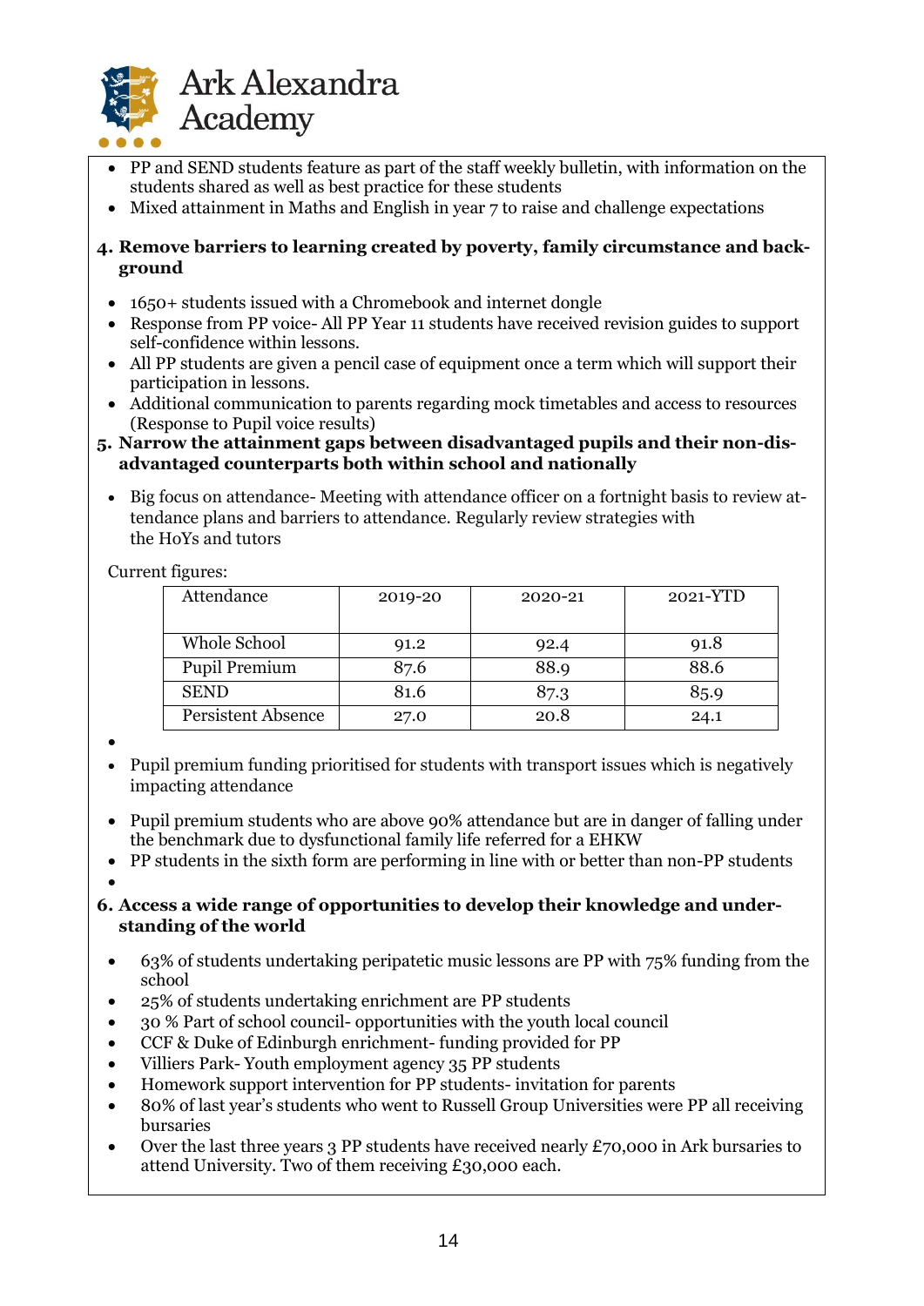- PP and SEND students feature as part of the staff weekly bulletin, with information on the students shared as well as best practice for these students
- Mixed attainment in Maths and English in year 7 to raise and challenge expectations

**4. Remove barriers to learning created by poverty, family circumstance and background**

- 1650+ students issued with a Chromebook and internet dongle
- Response from PP voice- All PP Year 11 students have received revision guides to support self-confidence within lessons.
- All PP students are given a pencil case of equipment once a term which will support their participation in lessons.
- Additional communication to parents regarding mock timetables and access to resources (Response to Pupil voice results)

**5. Narrow the attainment gaps between disadvantaged pupils and their non-disadvantaged counterparts both within school and nationally**

- Big focus on attendance- Meeting with attendance officer on a fortnight basis to review attendance plans and barriers to attendance. Regularly review strategies with the HoYs and tutors

Current figures:

| Attendance | 2019-20 | 2020-21 | 2021-YTD |
|---|---|---|---|
| Whole School | 91.2 | 92.4 | 91.8 |
| Pupil Premium | 87.6 | 88.9 | 88.6 |
| SEND | 81.6 | 87.3 | 85.9 |
| Persistent Absence | 27.0 | 20.8 | 24.1 |

- Pupil premium funding prioritised for students with transport issues which is negatively impacting attendance
- Pupil premium students who are above 90% attendance but are in danger of falling under the benchmark due to dysfunctional family life referred for a EHKW
- PP students in the sixth form are performing in line with or better than non-PP students

**6. Access a wide range of opportunities to develop their knowledge and understanding of the world**

- 63% of students undertaking peripatetic music lessons are PP with 75% funding from the school
- 25% of students undertaking enrichment are PP students
- 30 % Part of school council- opportunities with the youth local council
- CCF & Duke of Edinburgh enrichment- funding provided for PP
- Villiers Park- Youth employment agency 35 PP students
- Homework support intervention for PP students- invitation for parents
- 80% of last year's students who went to Russell Group Universities were PP all receiving bursaries
- Over the last three years 3 PP students have received nearly £70,000 in Ark bursaries to attend University. Two of them receiving £30,000 each.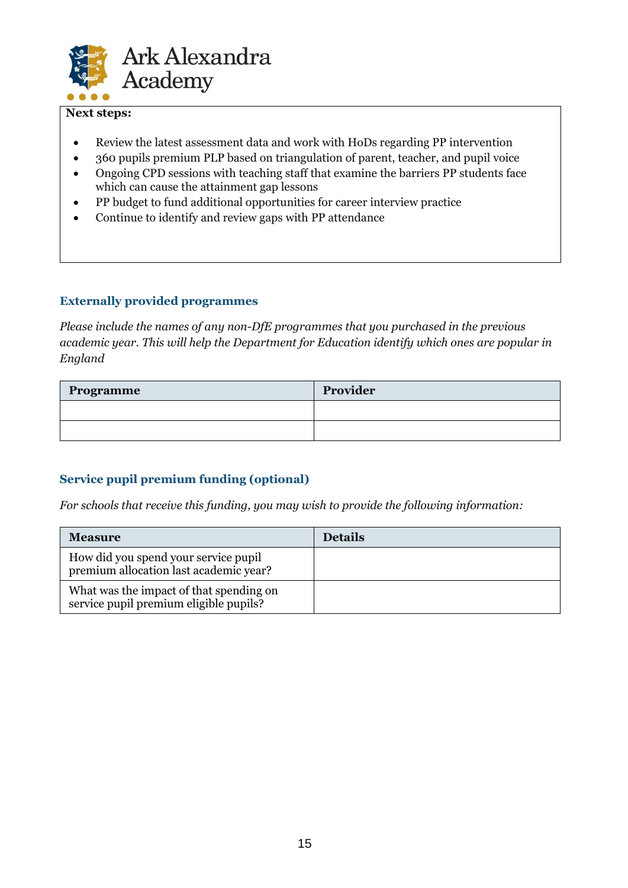**Next steps:**

- Review the latest assessment data and work with HoDs regarding PP intervention
- 360 pupils premium PLP based on triangulation of parent, teacher, and pupil voice
- Ongoing CPD sessions with teaching staff that examine the barriers PP students face which can cause the attainment gap lessons
- PP budget to fund additional opportunities for career interview practice
- Continue to identify and review gaps with PP attendance

## Externally provided programmes

*Please include the names of any non-DfE programmes that you purchased in the previous academic year. This will help the Department for Education identify which ones are popular in England*

| Programme | Provider |
|---|---|
| | |
| | |

## Service pupil premium funding (optional)

*For schools that receive this funding, you may wish to provide the following information:*

| Measure | Details |
|---|---|
| How did you spend your service pupil premium allocation last academic year? | |
| What was the impact of that spending on service pupil premium eligible pupils? | |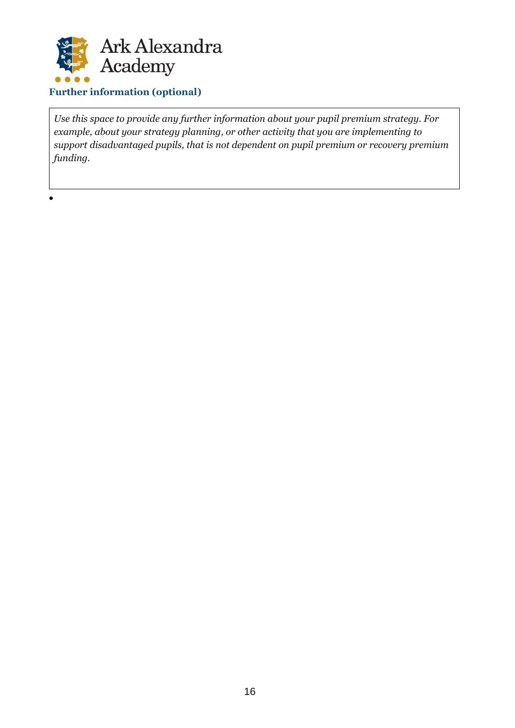## Further information (optional)

| |
|---|
| *Use this space to provide any further information about your pupil premium strategy. For example, about your strategy planning, or other activity that you are implementing to support disadvantaged pupils, that is not dependent on pupil premium or recovery premium funding.* |

•